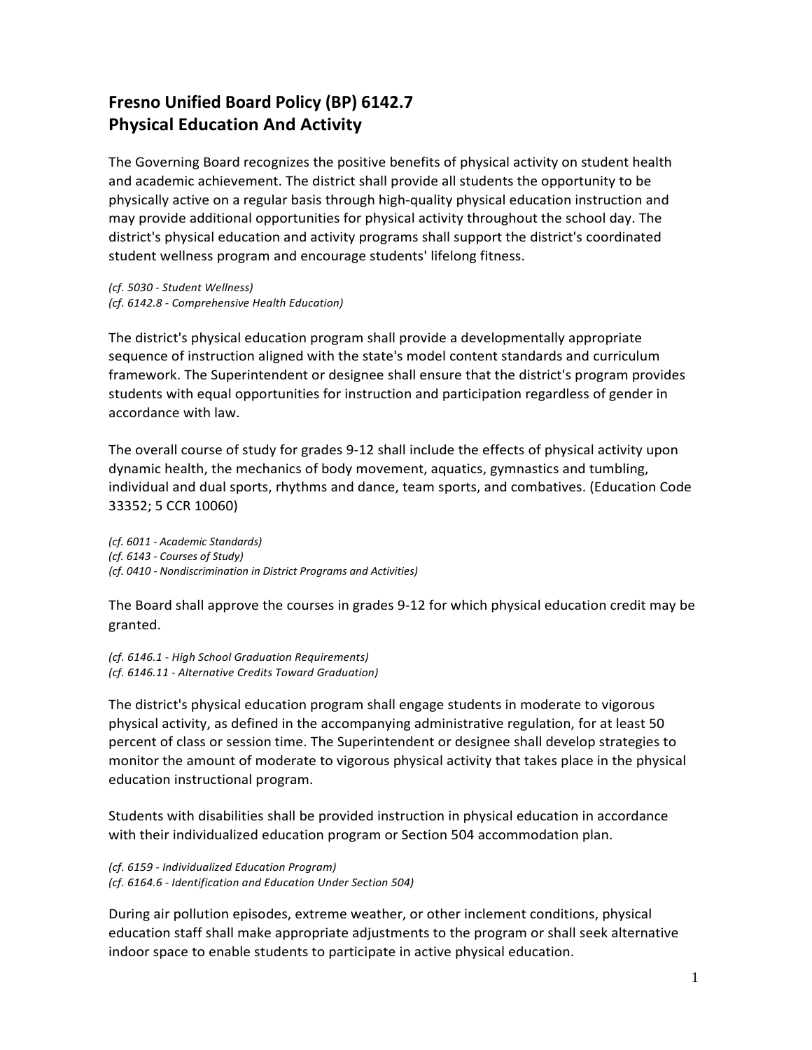# Fresno Unified Board Policy (BP) 6142.7
# Physical Education And Activity

The Governing Board recognizes the positive benefits of physical activity on student health and academic achievement. The district shall provide all students the opportunity to be physically active on a regular basis through high-quality physical education instruction and may provide additional opportunities for physical activity throughout the school day. The district's physical education and activity programs shall support the district's coordinated student wellness program and encourage students' lifelong fitness.

*(cf. 5030 - Student Wellness)*
*(cf. 6142.8 - Comprehensive Health Education)*

The district's physical education program shall provide a developmentally appropriate sequence of instruction aligned with the state's model content standards and curriculum framework. The Superintendent or designee shall ensure that the district's program provides students with equal opportunities for instruction and participation regardless of gender in accordance with law.

The overall course of study for grades 9-12 shall include the effects of physical activity upon dynamic health, the mechanics of body movement, aquatics, gymnastics and tumbling, individual and dual sports, rhythms and dance, team sports, and combatives. (Education Code 33352; 5 CCR 10060)

*(cf. 6011 - Academic Standards)*
*(cf. 6143 - Courses of Study)*
*(cf. 0410 - Nondiscrimination in District Programs and Activities)*

The Board shall approve the courses in grades 9-12 for which physical education credit may be granted.

*(cf. 6146.1 - High School Graduation Requirements)*
*(cf. 6146.11 - Alternative Credits Toward Graduation)*

The district's physical education program shall engage students in moderate to vigorous physical activity, as defined in the accompanying administrative regulation, for at least 50 percent of class or session time. The Superintendent or designee shall develop strategies to monitor the amount of moderate to vigorous physical activity that takes place in the physical education instructional program.

Students with disabilities shall be provided instruction in physical education in accordance with their individualized education program or Section 504 accommodation plan.

*(cf. 6159 - Individualized Education Program)*
*(cf. 6164.6 - Identification and Education Under Section 504)*

During air pollution episodes, extreme weather, or other inclement conditions, physical education staff shall make appropriate adjustments to the program or shall seek alternative indoor space to enable students to participate in active physical education.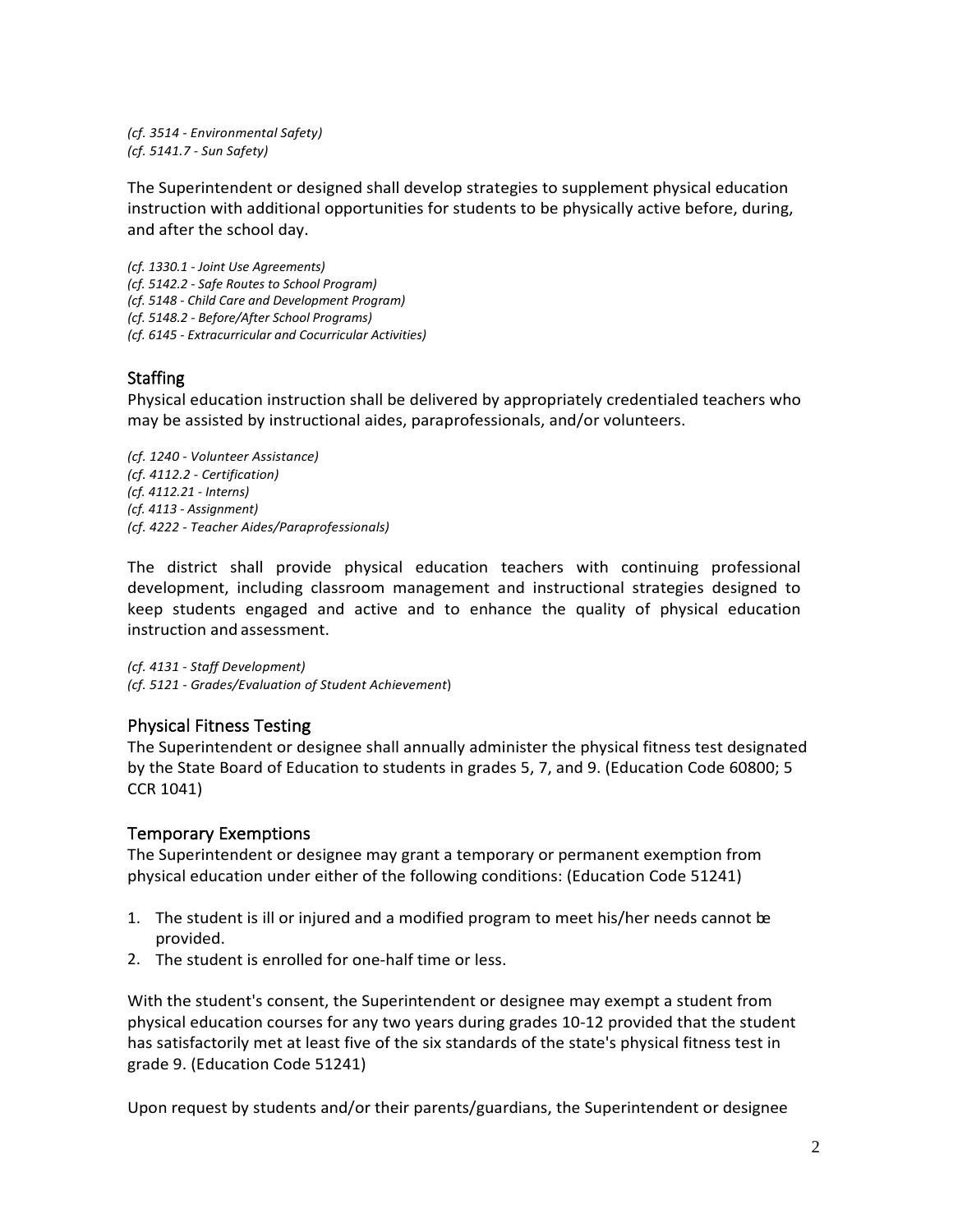*(cf. 3514 - Environmental Safety)*
*(cf. 5141.7 - Sun Safety)*

The Superintendent or designed shall develop strategies to supplement physical education instruction with additional opportunities for students to be physically active before, during, and after the school day.

*(cf. 1330.1 - Joint Use Agreements)*
*(cf. 5142.2 - Safe Routes to School Program)*
*(cf. 5148 - Child Care and Development Program)*
*(cf. 5148.2 - Before/After School Programs)*
*(cf. 6145 - Extracurricular and Cocurricular Activities)*

## Staffing

Physical education instruction shall be delivered by appropriately credentialed teachers who may be assisted by instructional aides, paraprofessionals, and/or volunteers.

*(cf. 1240 - Volunteer Assistance)*
*(cf. 4112.2 - Certification)*
*(cf. 4112.21 - Interns)*
*(cf. 4113 - Assignment)*
*(cf. 4222 - Teacher Aides/Paraprofessionals)*

The district shall provide physical education teachers with continuing professional development, including classroom management and instructional strategies designed to keep students engaged and active and to enhance the quality of physical education instruction and assessment.

*(cf. 4131 - Staff Development)*
*(cf. 5121 - Grades/Evaluation of Student Achievement*)

## Physical Fitness Testing

The Superintendent or designee shall annually administer the physical fitness test designated by the State Board of Education to students in grades 5, 7, and 9. (Education Code 60800; 5 CCR 1041)

## Temporary Exemptions

The Superintendent or designee may grant a temporary or permanent exemption from physical education under either of the following conditions: (Education Code 51241)

1. The student is ill or injured and a modified program to meet his/her needs cannot be provided.
2. The student is enrolled for one-half time or less.

With the student's consent, the Superintendent or designee may exempt a student from physical education courses for any two years during grades 10-12 provided that the student has satisfactorily met at least five of the six standards of the state's physical fitness test in grade 9. (Education Code 51241)

Upon request by students and/or their parents/guardians, the Superintendent or designee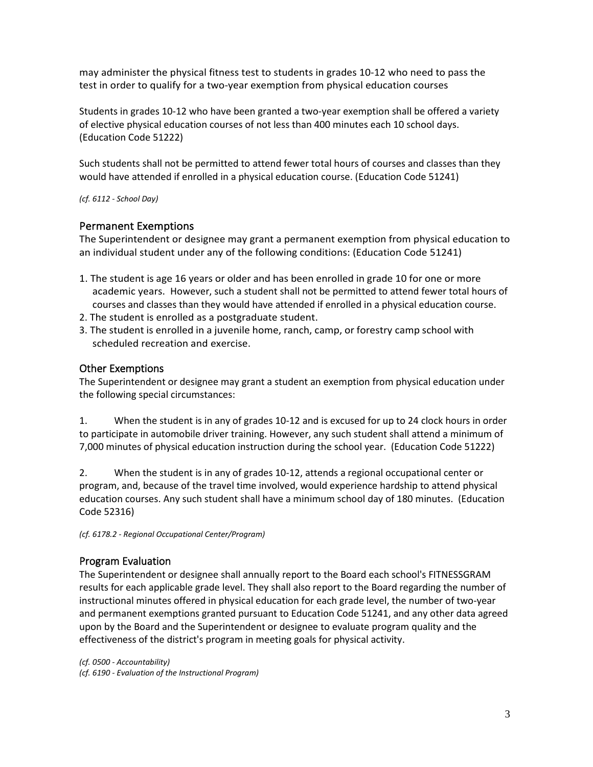may administer the physical fitness test to students in grades 10-12 who need to pass the test in order to qualify for a two-year exemption from physical education courses

Students in grades 10-12 who have been granted a two-year exemption shall be offered a variety of elective physical education courses of not less than 400 minutes each 10 school days. (Education Code 51222)

Such students shall not be permitted to attend fewer total hours of courses and classes than they would have attended if enrolled in a physical education course. (Education Code 51241)

*(cf. 6112 - School Day)*

## Permanent Exemptions

The Superintendent or designee may grant a permanent exemption from physical education to an individual student under any of the following conditions: (Education Code 51241)

1. The student is age 16 years or older and has been enrolled in grade 10 for one or more academic years. However, such a student shall not be permitted to attend fewer total hours of courses and classes than they would have attended if enrolled in a physical education course.
2. The student is enrolled as a postgraduate student.
3. The student is enrolled in a juvenile home, ranch, camp, or forestry camp school with scheduled recreation and exercise.

## Other Exemptions

The Superintendent or designee may grant a student an exemption from physical education under the following special circumstances:

1. When the student is in any of grades 10-12 and is excused for up to 24 clock hours in order to participate in automobile driver training. However, any such student shall attend a minimum of 7,000 minutes of physical education instruction during the school year. (Education Code 51222)

2. When the student is in any of grades 10-12, attends a regional occupational center or program, and, because of the travel time involved, would experience hardship to attend physical education courses. Any such student shall have a minimum school day of 180 minutes. (Education Code 52316)

*(cf. 6178.2 - Regional Occupational Center/Program)*

## Program Evaluation

The Superintendent or designee shall annually report to the Board each school's FITNESSGRAM results for each applicable grade level. They shall also report to the Board regarding the number of instructional minutes offered in physical education for each grade level, the number of two-year and permanent exemptions granted pursuant to Education Code 51241, and any other data agreed upon by the Board and the Superintendent or designee to evaluate program quality and the effectiveness of the district's program in meeting goals for physical activity.

*(cf. 0500 - Accountability)*
*(cf. 6190 - Evaluation of the Instructional Program)*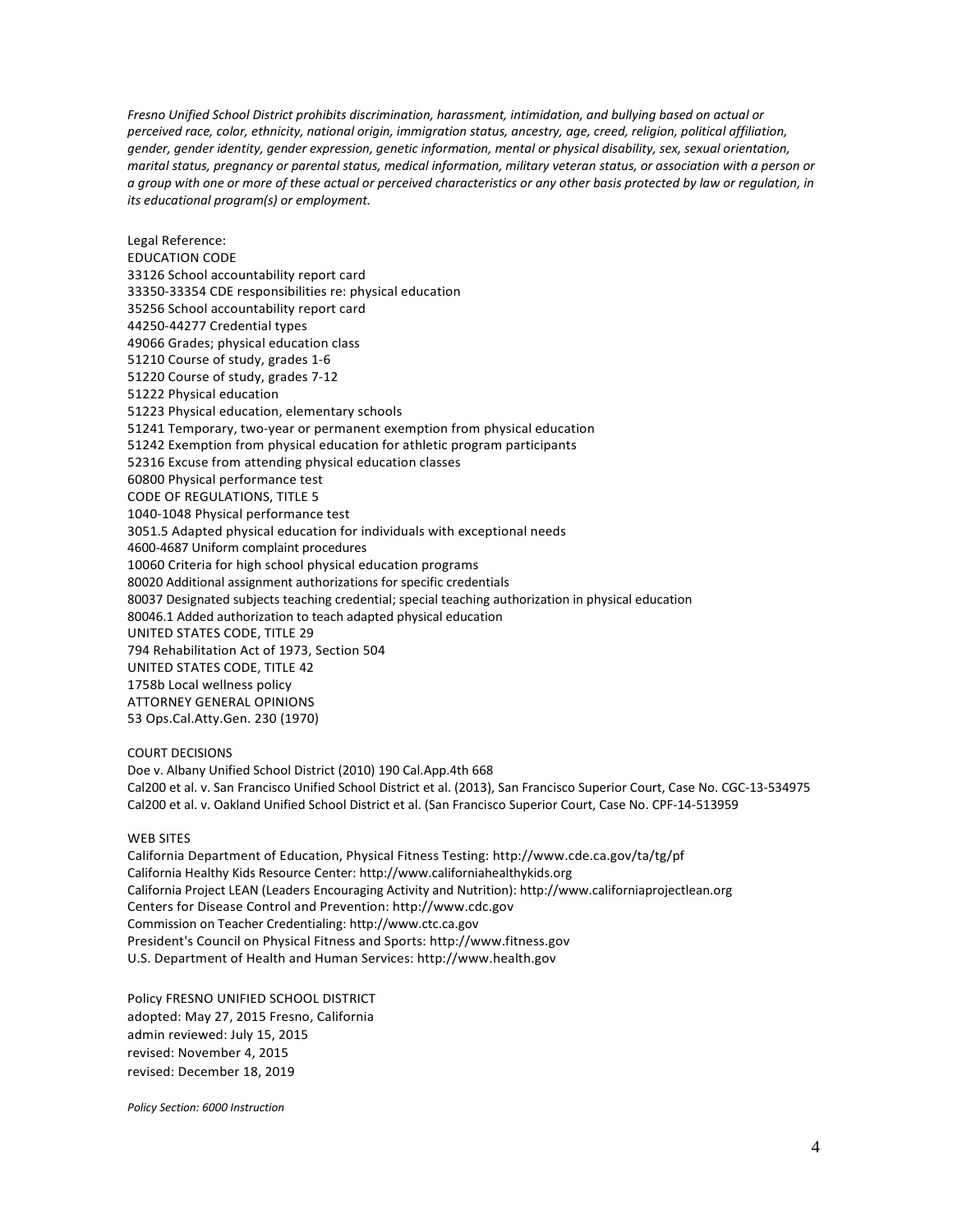*Fresno Unified School District prohibits discrimination, harassment, intimidation, and bullying based on actual or perceived race, color, ethnicity, national origin, immigration status, ancestry, age, creed, religion, political affiliation, gender, gender identity, gender expression, genetic information, mental or physical disability, sex, sexual orientation, marital status, pregnancy or parental status, medical information, military veteran status, or association with a person or a group with one or more of these actual or perceived characteristics or any other basis protected by law or regulation, in its educational program(s) or employment.*

Legal Reference:
EDUCATION CODE
33126 School accountability report card
33350-33354 CDE responsibilities re: physical education
35256 School accountability report card
44250-44277 Credential types
49066 Grades; physical education class
51210 Course of study, grades 1-6
51220 Course of study, grades 7-12
51222 Physical education
51223 Physical education, elementary schools
51241 Temporary, two-year or permanent exemption from physical education
51242 Exemption from physical education for athletic program participants
52316 Excuse from attending physical education classes
60800 Physical performance test
CODE OF REGULATIONS, TITLE 5
1040-1048 Physical performance test
3051.5 Adapted physical education for individuals with exceptional needs
4600-4687 Uniform complaint procedures
10060 Criteria for high school physical education programs
80020 Additional assignment authorizations for specific credentials
80037 Designated subjects teaching credential; special teaching authorization in physical education
80046.1 Added authorization to teach adapted physical education
UNITED STATES CODE, TITLE 29
794 Rehabilitation Act of 1973, Section 504
UNITED STATES CODE, TITLE 42
1758b Local wellness policy
ATTORNEY GENERAL OPINIONS
53 Ops.Cal.Atty.Gen. 230 (1970)

COURT DECISIONS
Doe v. Albany Unified School District (2010) 190 Cal.App.4th 668
Cal200 et al. v. San Francisco Unified School District et al. (2013), San Francisco Superior Court, Case No. CGC-13-534975
Cal200 et al. v. Oakland Unified School District et al. (San Francisco Superior Court, Case No. CPF-14-513959

WEB SITES
California Department of Education, Physical Fitness Testing: http://www.cde.ca.gov/ta/tg/pf
California Healthy Kids Resource Center: http://www.californiahealthykids.org
California Project LEAN (Leaders Encouraging Activity and Nutrition): http://www.californiaprojectlean.org
Centers for Disease Control and Prevention: http://www.cdc.gov
Commission on Teacher Credentialing: http://www.ctc.ca.gov
President's Council on Physical Fitness and Sports: http://www.fitness.gov
U.S. Department of Health and Human Services: http://www.health.gov

Policy FRESNO UNIFIED SCHOOL DISTRICT
adopted: May 27, 2015 Fresno, California
admin reviewed: July 15, 2015
revised: November 4, 2015
revised: December 18, 2019

*Policy Section: 6000 Instruction*